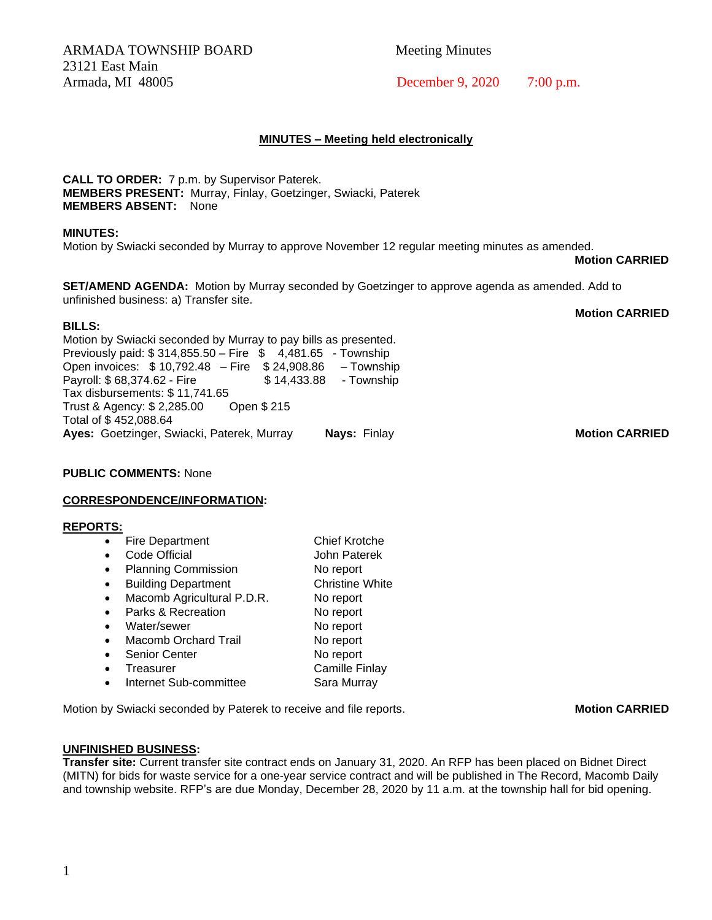ARMADA TOWNSHIP BOARD
23121 East Main
Armada, MI 48005

Meeting Minutes

December 9, 2020 7:00 p.m.

## MINUTES – Meeting held electronically

**CALL TO ORDER:** 7 p.m. by Supervisor Paterek.
**MEMBERS PRESENT:** Murray, Finlay, Goetzinger, Swiacki, Paterek
**MEMBERS ABSENT:** None

**MINUTES:**
Motion by Swiacki seconded by Murray to approve November 12 regular meeting minutes as amended.
**Motion CARRIED**

**SET/AMEND AGENDA:** Motion by Murray seconded by Goetzinger to approve agenda as amended. Add to unfinished business: a) Transfer site.
**Motion CARRIED**

**BILLS:**
Motion by Swiacki seconded by Murray to pay bills as presented.
Previously paid: $ 314,855.50 – Fire $ 4,481.65 - Township
Open invoices: $ 10,792.48 – Fire $ 24,908.86 – Township
Payroll: $ 68,374.62 - Fire $ 14,433.88 - Township
Tax disbursements: $ 11,741.65
Trust & Agency: $ 2,285.00 Open $ 215
Total of $ 452,088.64
**Ayes:** Goetzinger, Swiacki, Paterek, Murray **Nays:** Finlay **Motion CARRIED**

**PUBLIC COMMENTS:** None

**CORRESPONDENCE/INFORMATION:**

**REPORTS:**

- Fire Department — Chief Krotche
- Code Official — John Paterek
- Planning Commission — No report
- Building Department — Christine White
- Macomb Agricultural P.D.R. — No report
- Parks & Recreation — No report
- Water/sewer — No report
- Macomb Orchard Trail — No report
- Senior Center — No report
- Treasurer — Camille Finlay
- Internet Sub-committee — Sara Murray

Motion by Swiacki seconded by Paterek to receive and file reports. **Motion CARRIED**

**UNFINISHED BUSINESS:**
**Transfer site:** Current transfer site contract ends on January 31, 2020. An RFP has been placed on Bidnet Direct (MITN) for bids for waste service for a one-year service contract and will be published in The Record, Macomb Daily and township website. RFP's are due Monday, December 28, 2020 by 11 a.m. at the township hall for bid opening.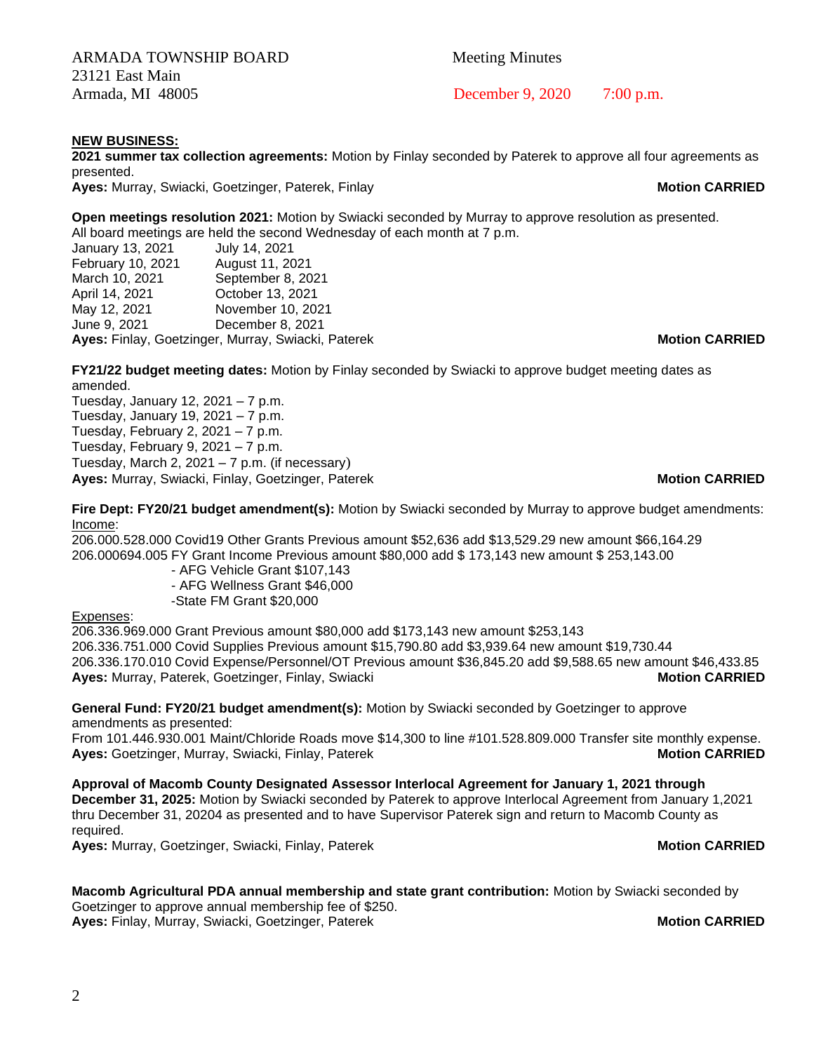ARMADA TOWNSHIP BOARD
23121 East Main
Armada, MI 48005

Meeting Minutes

December 9, 2020 7:00 p.m.

**NEW BUSINESS:**

**2021 summer tax collection agreements:** Motion by Finlay seconded by Paterek to approve all four agreements as presented.
**Ayes:** Murray, Swiacki, Goetzinger, Paterek, Finlay **Motion CARRIED**

**Open meetings resolution 2021:** Motion by Swiacki seconded by Murray to approve resolution as presented. All board meetings are held the second Wednesday of each month at 7 p.m.

January 13, 2021 July 14, 2021
February 10, 2021 August 11, 2021
March 10, 2021 September 8, 2021
April 14, 2021 October 13, 2021
May 12, 2021 November 10, 2021
June 9, 2021 December 8, 2021

**Ayes:** Finlay, Goetzinger, Murray, Swiacki, Paterek **Motion CARRIED**

**FY21/22 budget meeting dates:** Motion by Finlay seconded by Swiacki to approve budget meeting dates as amended.
Tuesday, January 12, 2021 – 7 p.m.
Tuesday, January 19, 2021 – 7 p.m.
Tuesday, February 2, 2021 – 7 p.m.
Tuesday, February 9, 2021 – 7 p.m.
Tuesday, March 2, 2021 – 7 p.m. (if necessary)
**Ayes:** Murray, Swiacki, Finlay, Goetzinger, Paterek **Motion CARRIED**

**Fire Dept: FY20/21 budget amendment(s):** Motion by Swiacki seconded by Murray to approve budget amendments:
Income:
206.000.528.000 Covid19 Other Grants Previous amount $52,636 add $13,529.29 new amount $66,164.29
206.000694.005 FY Grant Income Previous amount $80,000 add $ 173,143 new amount $ 253,143.00
- AFG Vehicle Grant $107,143
- AFG Wellness Grant $46,000
- State FM Grant $20,000

Expenses:
206.336.969.000 Grant Previous amount $80,000 add $173,143 new amount $253,143
206.336.751.000 Covid Supplies Previous amount $15,790.80 add $3,939.64 new amount $19,730.44
206.336.170.010 Covid Expense/Personnel/OT Previous amount $36,845.20 add $9,588.65 new amount $46,433.85
**Ayes:** Murray, Paterek, Goetzinger, Finlay, Swiacki **Motion CARRIED**

**General Fund: FY20/21 budget amendment(s):** Motion by Swiacki seconded by Goetzinger to approve amendments as presented:
From 101.446.930.001 Maint/Chloride Roads move $14,300 to line #101.528.809.000 Transfer site monthly expense.
**Ayes:** Goetzinger, Murray, Swiacki, Finlay, Paterek **Motion CARRIED**

**Approval of Macomb County Designated Assessor Interlocal Agreement for January 1, 2021 through December 31, 2025:** Motion by Swiacki seconded by Paterek to approve Interlocal Agreement from January 1,2021 thru December 31, 20204 as presented and to have Supervisor Paterek sign and return to Macomb County as required.
**Ayes:** Murray, Goetzinger, Swiacki, Finlay, Paterek **Motion CARRIED**

**Macomb Agricultural PDA annual membership and state grant contribution:** Motion by Swiacki seconded by Goetzinger to approve annual membership fee of $250.
**Ayes:** Finlay, Murray, Swiacki, Goetzinger, Paterek **Motion CARRIED**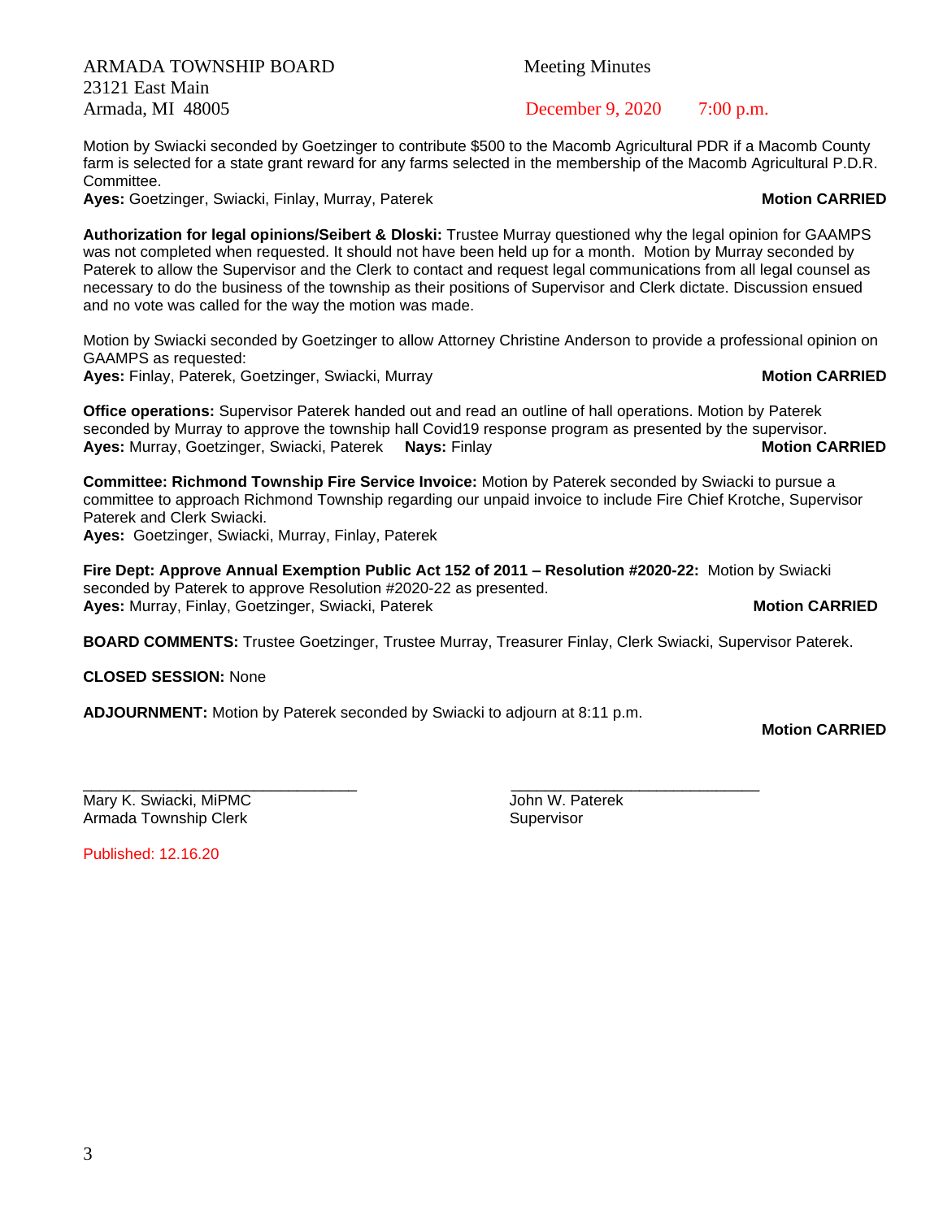ARMADA TOWNSHIP BOARD
23121 East Main
Armada, MI 48005

Meeting Minutes

December 9, 2020 7:00 p.m.

Motion by Swiacki seconded by Goetzinger to contribute $500 to the Macomb Agricultural PDR if a Macomb County farm is selected for a state grant reward for any farms selected in the membership of the Macomb Agricultural P.D.R. Committee.
**Ayes:** Goetzinger, Swiacki, Finlay, Murray, Paterek **Motion CARRIED**

**Authorization for legal opinions/Seibert & Dloski:** Trustee Murray questioned why the legal opinion for GAAMPS was not completed when requested. It should not have been held up for a month. Motion by Murray seconded by Paterek to allow the Supervisor and the Clerk to contact and request legal communications from all legal counsel as necessary to do the business of the township as their positions of Supervisor and Clerk dictate. Discussion ensued and no vote was called for the way the motion was made.

Motion by Swiacki seconded by Goetzinger to allow Attorney Christine Anderson to provide a professional opinion on GAAMPS as requested:
**Ayes:** Finlay, Paterek, Goetzinger, Swiacki, Murray **Motion CARRIED**

**Office operations:** Supervisor Paterek handed out and read an outline of hall operations. Motion by Paterek seconded by Murray to approve the township hall Covid19 response program as presented by the supervisor.
**Ayes:** Murray, Goetzinger, Swiacki, Paterek **Nays:** Finlay **Motion CARRIED**

**Committee: Richmond Township Fire Service Invoice:** Motion by Paterek seconded by Swiacki to pursue a committee to approach Richmond Township regarding our unpaid invoice to include Fire Chief Krotche, Supervisor Paterek and Clerk Swiacki.
**Ayes:** Goetzinger, Swiacki, Murray, Finlay, Paterek

**Fire Dept: Approve Annual Exemption Public Act 152 of 2011 – Resolution #2020-22:** Motion by Swiacki seconded by Paterek to approve Resolution #2020-22 as presented.
**Ayes:** Murray, Finlay, Goetzinger, Swiacki, Paterek **Motion CARRIED**

**BOARD COMMENTS:** Trustee Goetzinger, Trustee Murray, Treasurer Finlay, Clerk Swiacki, Supervisor Paterek.

**CLOSED SESSION:** None

**ADJOURNMENT:** Motion by Paterek seconded by Swiacki to adjourn at 8:11 p.m.
**Motion CARRIED**

\_\_\_\_\_\_\_\_\_\_\_\_\_\_\_\_\_\_\_\_\_\_\_\_\_\_\_\_\_\_
Mary K. Swiacki, MiPMC
Armada Township Clerk

\_\_\_\_\_\_\_\_\_\_\_\_\_\_\_\_\_\_\_\_\_\_\_\_\_\_\_\_\_\_
John W. Paterek
Supervisor

Published: 12.16.20